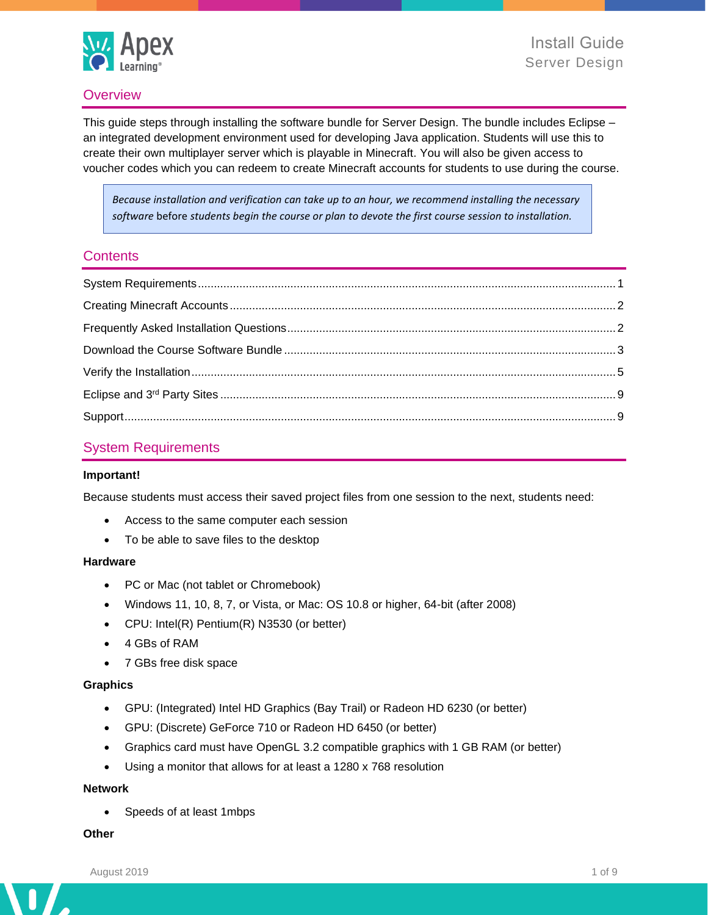# Install Guide
## Server Design

## Overview

This guide steps through installing the software bundle for Server Design. The bundle includes Eclipse – an integrated development environment used for developing Java application. Students will use this to create their own multiplayer server which is playable in Minecraft. You will also be given access to voucher codes which you can redeem to create Minecraft accounts for students to use during the course.

> *Because installation and verification can take up to an hour, we recommend installing the necessary software* before *students begin the course or plan to devote the first course session to installation.*

## Contents

System Requirements ........ 1
Creating Minecraft Accounts ........ 2
Frequently Asked Installation Questions ........ 2
Download the Course Software Bundle ........ 3
Verify the Installation ........ 5
Eclipse and 3rd Party Sites ........ 9
Support ........ 9

## System Requirements

**Important!**

Because students must access their saved project files from one session to the next, students need:

- Access to the same computer each session
- To be able to save files to the desktop

**Hardware**

- PC or Mac (not tablet or Chromebook)
- Windows 11, 10, 8, 7, or Vista, or Mac: OS 10.8 or higher, 64-bit (after 2008)
- CPU: Intel(R) Pentium(R) N3530 (or better)
- 4 GBs of RAM
- 7 GBs free disk space

**Graphics**

- GPU: (Integrated) Intel HD Graphics (Bay Trail) or Radeon HD 6230 (or better)
- GPU: (Discrete) GeForce 710 or Radeon HD 6450 (or better)
- Graphics card must have OpenGL 3.2 compatible graphics with 1 GB RAM (or better)
- Using a monitor that allows for at least a 1280 x 768 resolution

**Network**

- Speeds of at least 1mbps

**Other**

August 2019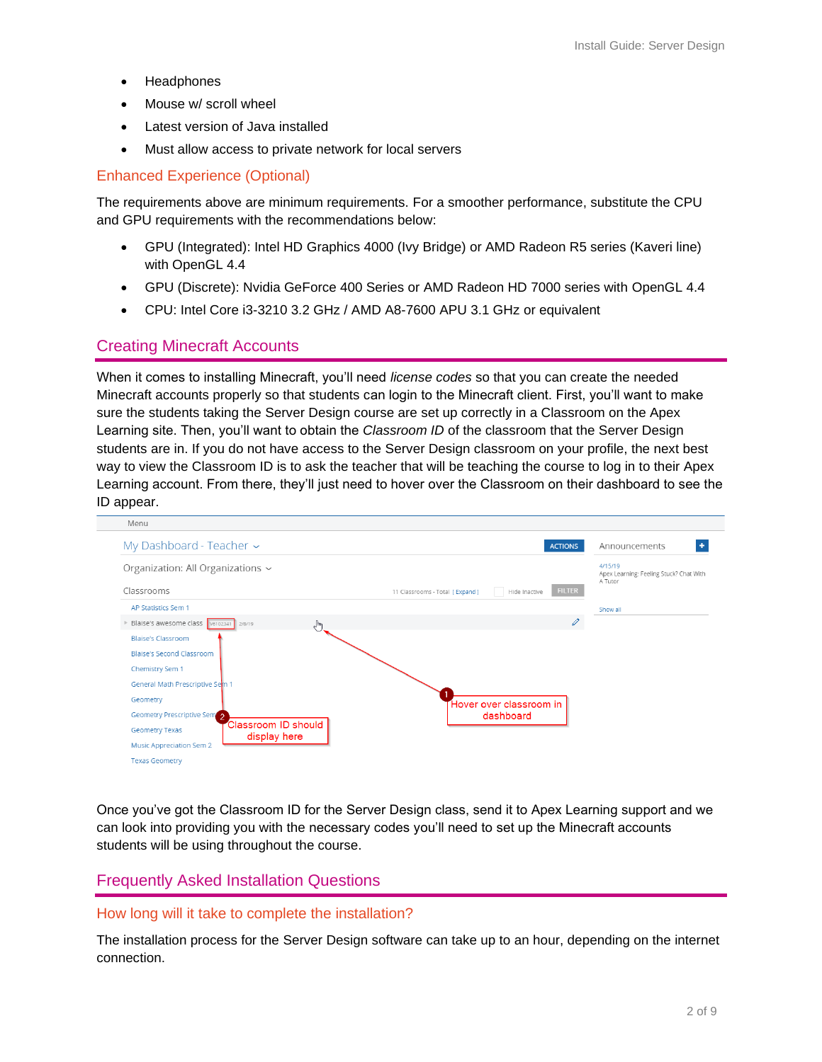- Headphones
- Mouse w/ scroll wheel
- Latest version of Java installed
- Must allow access to private network for local servers

### Enhanced Experience (Optional)

The requirements above are minimum requirements. For a smoother performance, substitute the CPU and GPU requirements with the recommendations below:

- GPU (Integrated): Intel HD Graphics 4000 (Ivy Bridge) or AMD Radeon R5 series (Kaveri line) with OpenGL 4.4
- GPU (Discrete): Nvidia GeForce 400 Series or AMD Radeon HD 7000 series with OpenGL 4.4
- CPU: Intel Core i3-3210 3.2 GHz / AMD A8-7600 APU 3.1 GHz or equivalent

## Creating Minecraft Accounts

When it comes to installing Minecraft, you'll need *license codes* so that you can create the needed Minecraft accounts properly so that students can login to the Minecraft client. First, you'll want to make sure the students taking the Server Design course are set up correctly in a Classroom on the Apex Learning site. Then, you'll want to obtain the *Classroom ID* of the classroom that the Server Design students are in. If you do not have access to the Server Design classroom on your profile, the next best way to view the Classroom ID is to ask the teacher that will be teaching the course to log in to their Apex Learning account. From there, they'll just need to hover over the Classroom on their dashboard to see the ID appear.

Once you've got the Classroom ID for the Server Design class, send it to Apex Learning support and we can look into providing you with the necessary codes you'll need to set up the Minecraft accounts students will be using throughout the course.

## Frequently Asked Installation Questions

### How long will it take to complete the installation?

The installation process for the Server Design software can take up to an hour, depending on the internet connection.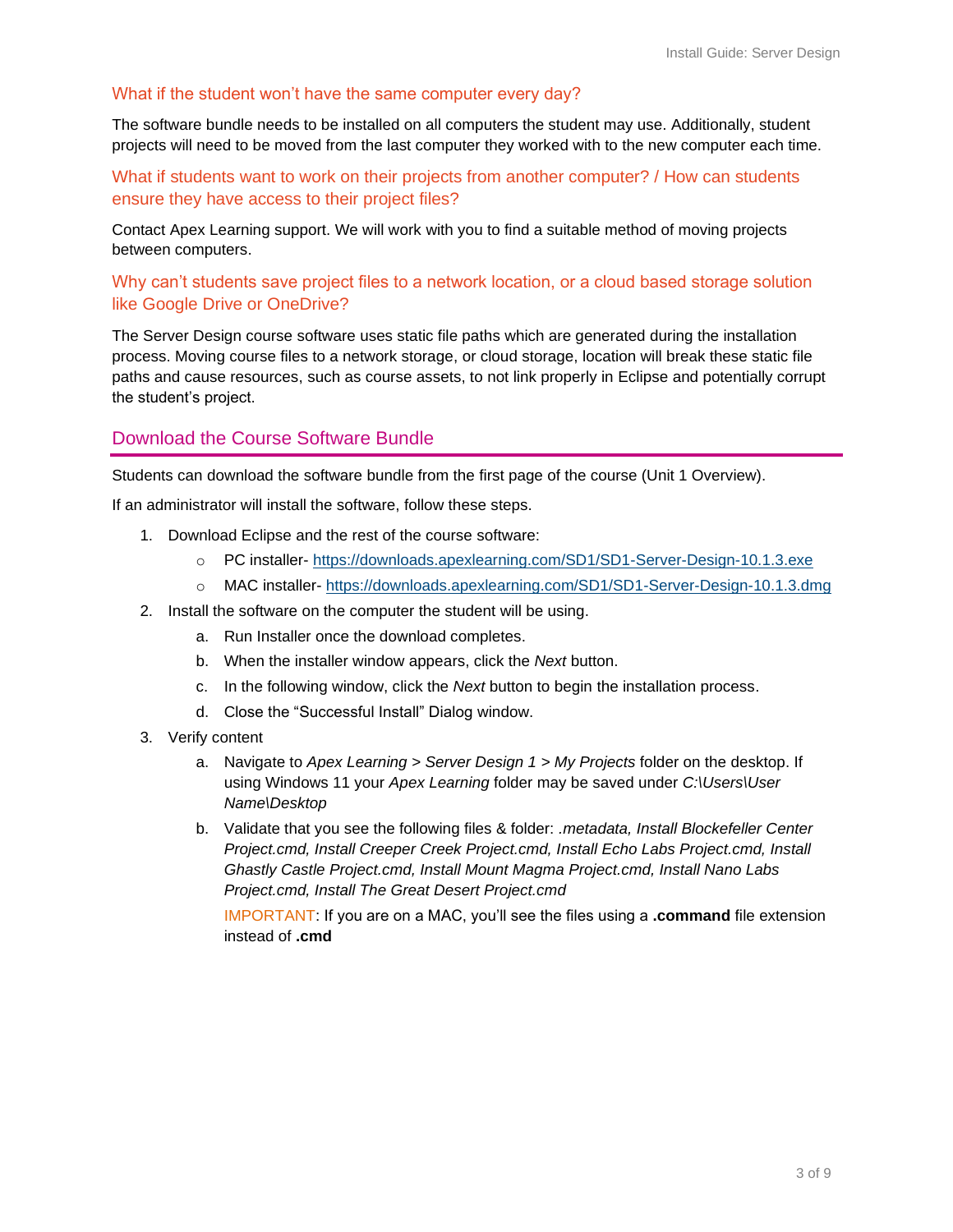### What if the student won't have the same computer every day?

The software bundle needs to be installed on all computers the student may use. Additionally, student projects will need to be moved from the last computer they worked with to the new computer each time.

### What if students want to work on their projects from another computer? / How can students ensure they have access to their project files?

Contact Apex Learning support. We will work with you to find a suitable method of moving projects between computers.

### Why can't students save project files to a network location, or a cloud based storage solution like Google Drive or OneDrive?

The Server Design course software uses static file paths which are generated during the installation process. Moving course files to a network storage, or cloud storage, location will break these static file paths and cause resources, such as course assets, to not link properly in Eclipse and potentially corrupt the student's project.

## Download the Course Software Bundle

Students can download the software bundle from the first page of the course (Unit 1 Overview).

If an administrator will install the software, follow these steps.

1. Download Eclipse and the rest of the course software:
   - PC installer- https://downloads.apexlearning.com/SD1/SD1-Server-Design-10.1.3.exe
   - MAC installer- https://downloads.apexlearning.com/SD1/SD1-Server-Design-10.1.3.dmg
2. Install the software on the computer the student will be using.
   a. Run Installer once the download completes.
   b. When the installer window appears, click the *Next* button.
   c. In the following window, click the *Next* button to begin the installation process.
   d. Close the "Successful Install" Dialog window.
3. Verify content
   a. Navigate to *Apex Learning* > *Server Design 1* > *My Projects* folder on the desktop. If using Windows 11 your *Apex Learning* folder may be saved under *C:\Users\User Name\Desktop*
   b. Validate that you see the following files & folder: *.metadata, Install Blockefeller Center Project.cmd, Install Creeper Creek Project.cmd, Install Echo Labs Project.cmd, Install Ghastly Castle Project.cmd, Install Mount Magma Project.cmd, Install Nano Labs Project.cmd, Install The Great Desert Project.cmd*

      IMPORTANT: If you are on a MAC, you'll see the files using a **.command** file extension instead of **.cmd**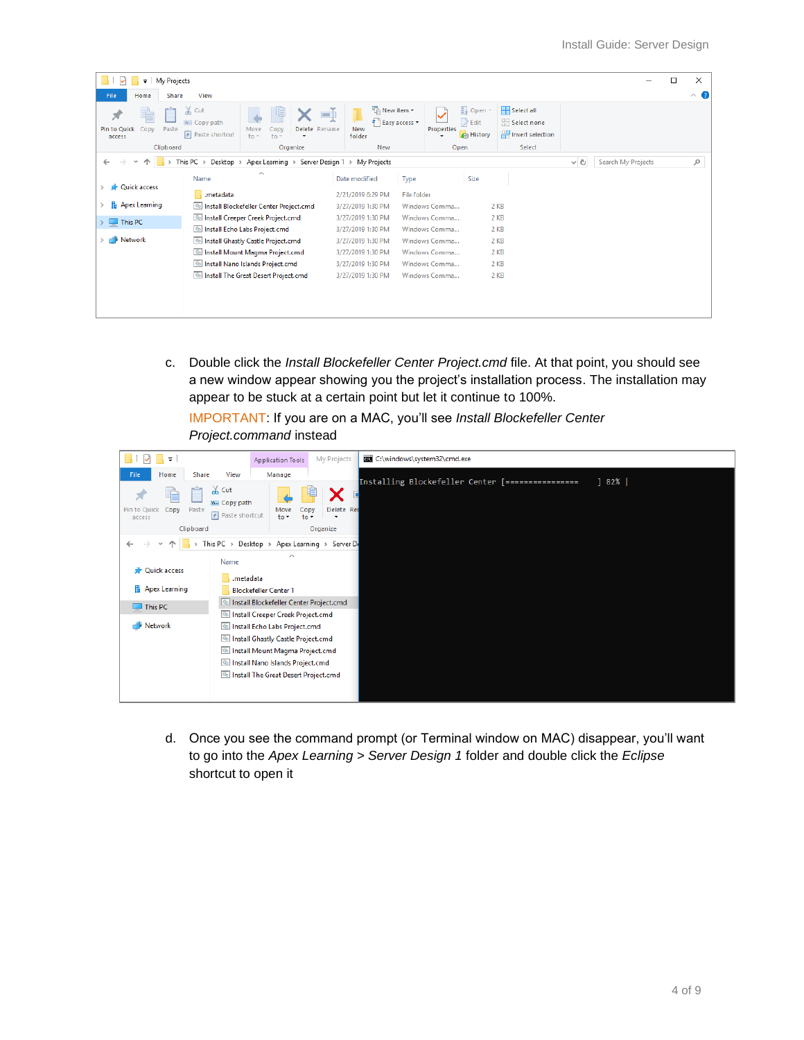c. Double click the *Install Blockefeller Center Project.cmd* file. At that point, you should see a new window appear showing you the project's installation process. The installation may appear to be stuck at a certain point but let it continue to 100%.

   IMPORTANT: If you are on a MAC, you'll see *Install Blockefeller Center Project.command* instead

d. Once you see the command prompt (or Terminal window on MAC) disappear, you'll want to go into the *Apex Learning > Server Design 1* folder and double click the *Eclipse* shortcut to open it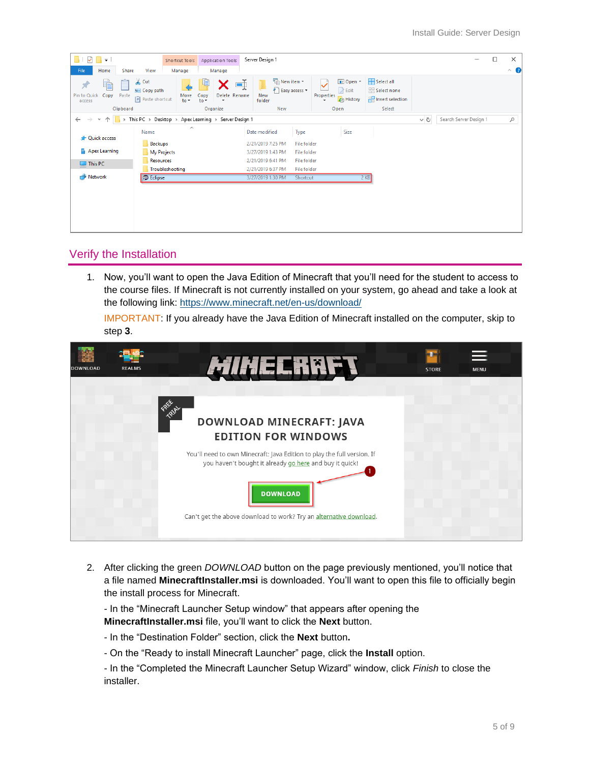## Verify the Installation

1. Now, you'll want to open the Java Edition of Minecraft that you'll need for the student to access to the course files. If Minecraft is not currently installed on your system, go ahead and take a look at the following link: https://www.minecraft.net/en-us/download/

   IMPORTANT: If you already have the Java Edition of Minecraft installed on the computer, skip to step **3**.

2. After clicking the green *DOWNLOAD* button on the page previously mentioned, you'll notice that a file named **MinecraftInstaller.msi** is downloaded. You'll want to open this file to officially begin the install process for Minecraft.

   - In the "Minecraft Launcher Setup window" that appears after opening the **MinecraftInstaller.msi** file, you'll want to click the **Next** button.

   - In the "Destination Folder" section, click the **Next** button**.**

   - On the "Ready to install Minecraft Launcher" page, click the **Install** option.

   - In the "Completed the Minecraft Launcher Setup Wizard" window, click *Finish* to close the installer.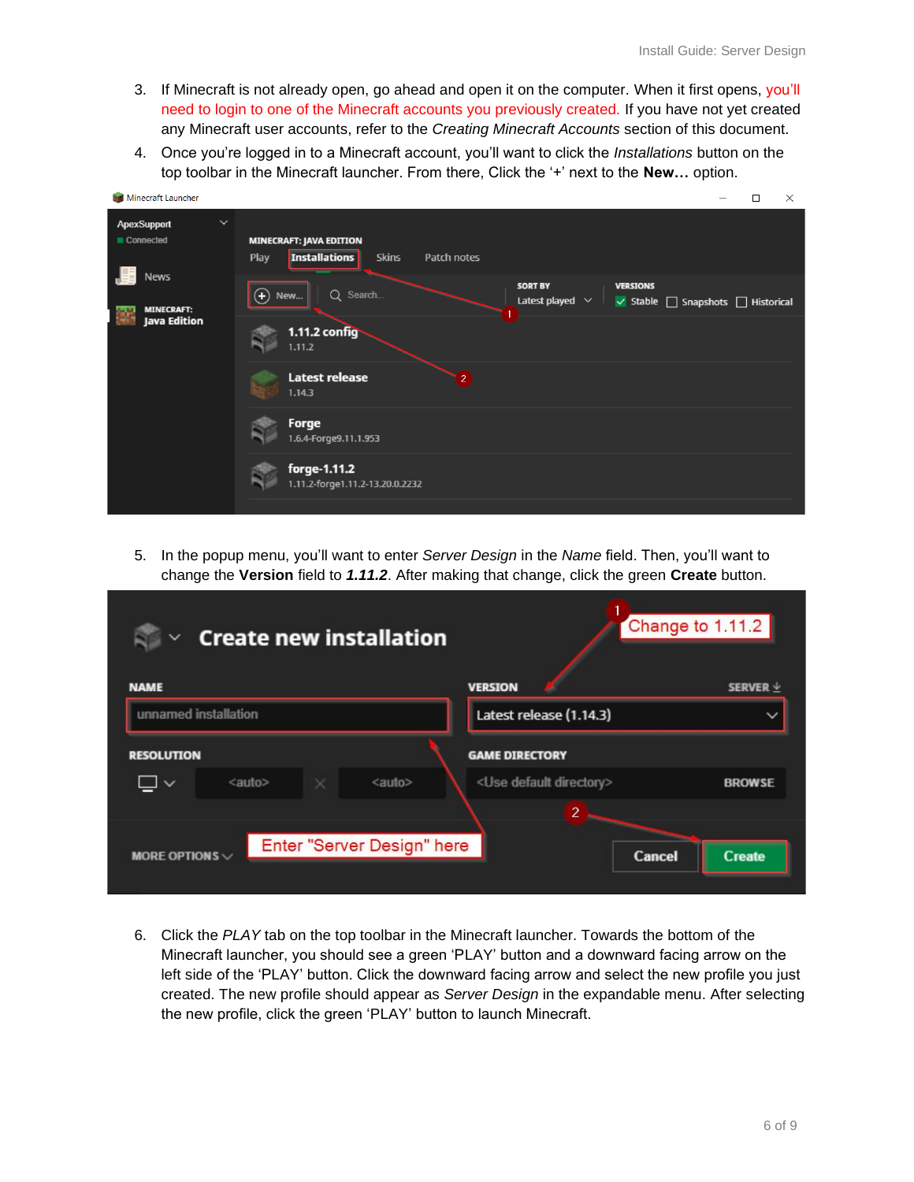3. If Minecraft is not already open, go ahead and open it on the computer. When it first opens, you'll need to login to one of the Minecraft accounts you previously created. If you have not yet created any Minecraft user accounts, refer to the *Creating Minecraft Accounts* section of this document.
4. Once you're logged in to a Minecraft account, you'll want to click the *Installations* button on the top toolbar in the Minecraft launcher. From there, Click the '+' next to the **New…** option.

5. In the popup menu, you'll want to enter *Server Design* in the *Name* field. Then, you'll want to change the **Version** field to ***1.11.2***. After making that change, click the green **Create** button.

6. Click the *PLAY* tab on the top toolbar in the Minecraft launcher. Towards the bottom of the Minecraft launcher, you should see a green 'PLAY' button and a downward facing arrow on the left side of the 'PLAY' button. Click the downward facing arrow and select the new profile you just created. The new profile should appear as *Server Design* in the expandable menu. After selecting the new profile, click the green 'PLAY' button to launch Minecraft.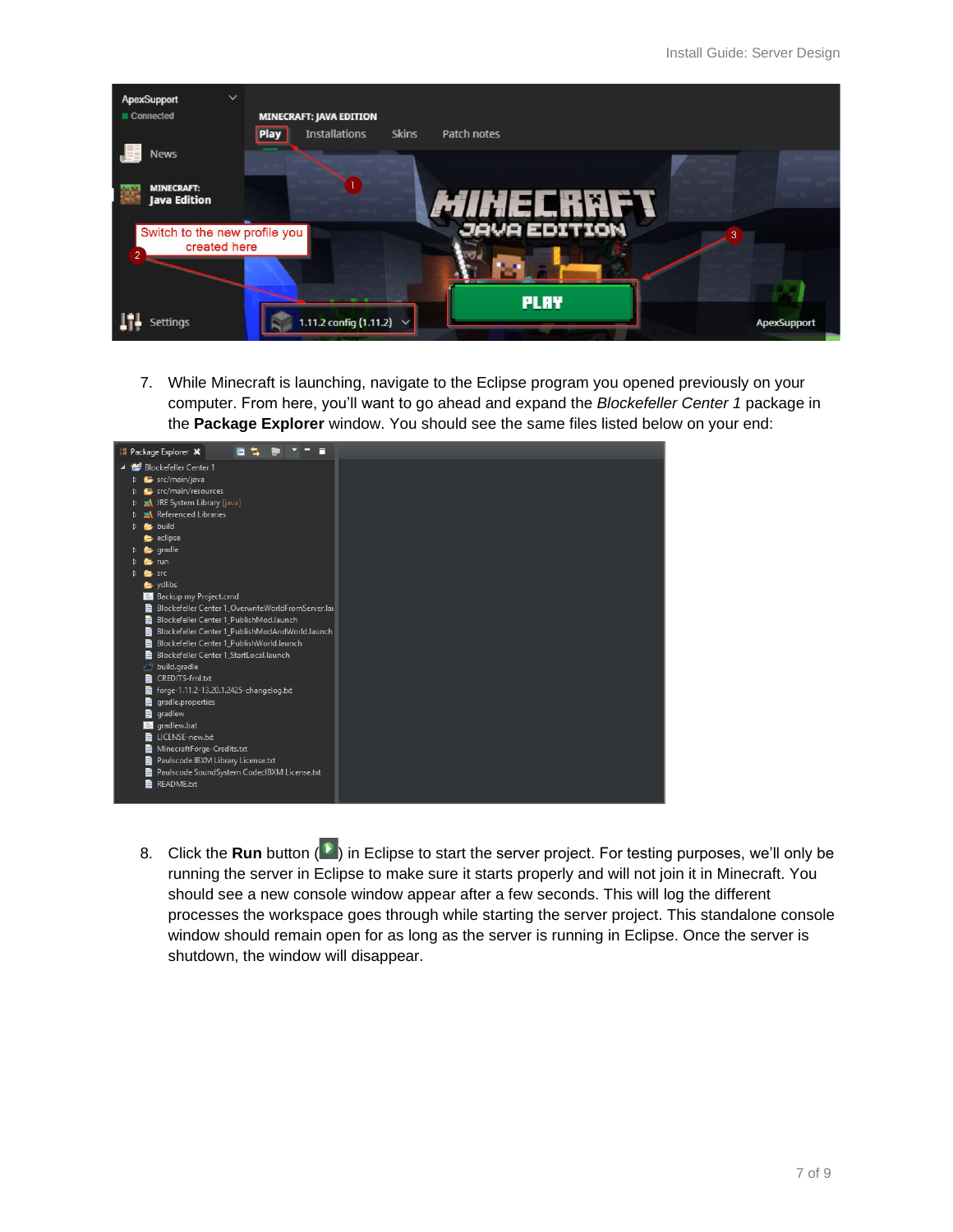7. While Minecraft is launching, navigate to the Eclipse program you opened previously on your computer. From here, you'll want to go ahead and expand the *Blockefeller Center 1* package in the **Package Explorer** window. You should see the same files listed below on your end:

8. Click the **Run** button ( ) in Eclipse to start the server project. For testing purposes, we'll only be running the server in Eclipse to make sure it starts properly and will not join it in Minecraft. You should see a new console window appear after a few seconds. This will log the different processes the workspace goes through while starting the server project. This standalone console window should remain open for as long as the server is running in Eclipse. Once the server is shutdown, the window will disappear.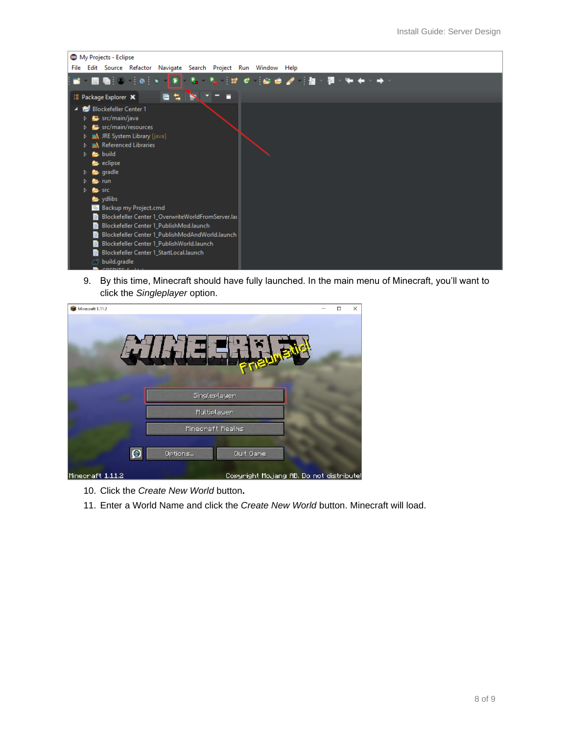9. By this time, Minecraft should have fully launched. In the main menu of Minecraft, you'll want to click the *Singleplayer* option.

10. Click the *Create New World* button**.**
11. Enter a World Name and click the *Create New World* button. Minecraft will load.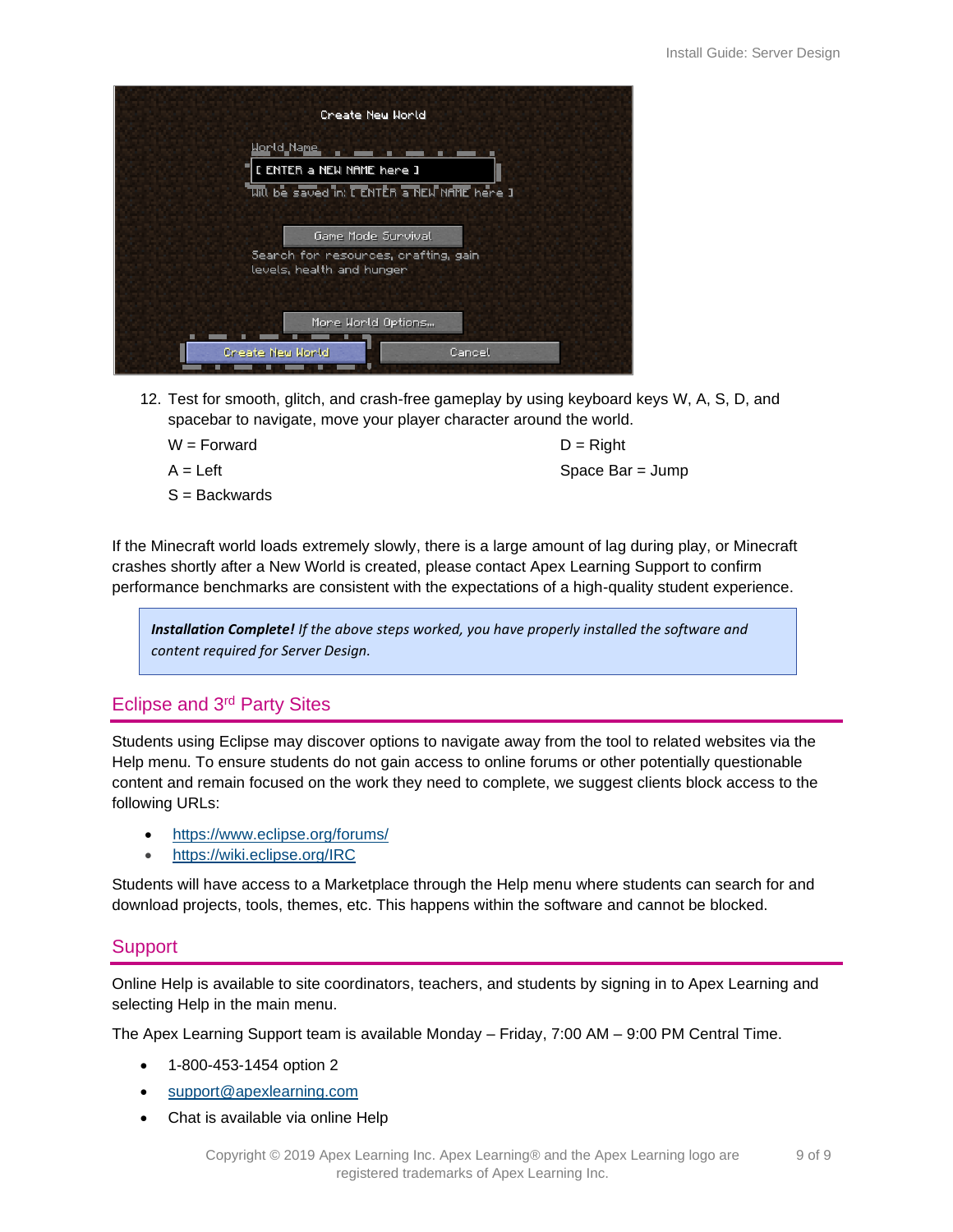12. Test for smooth, glitch, and crash-free gameplay by using keyboard keys W, A, S, D, and spacebar to navigate, move your player character around the world.

    W = Forward

    A = Left

    S = Backwards

    D = Right

    Space Bar = Jump

If the Minecraft world loads extremely slowly, there is a large amount of lag during play, or Minecraft crashes shortly after a New World is created, please contact Apex Learning Support to confirm performance benchmarks are consistent with the expectations of a high-quality student experience.

> ***Installation Complete!*** *If the above steps worked, you have properly installed the software and content required for Server Design.*

## Eclipse and 3rd Party Sites

Students using Eclipse may discover options to navigate away from the tool to related websites via the Help menu. To ensure students do not gain access to online forums or other potentially questionable content and remain focused on the work they need to complete, we suggest clients block access to the following URLs:

- https://www.eclipse.org/forums/
- https://wiki.eclipse.org/IRC

Students will have access to a Marketplace through the Help menu where students can search for and download projects, tools, themes, etc. This happens within the software and cannot be blocked.

## Support

Online Help is available to site coordinators, teachers, and students by signing in to Apex Learning and selecting Help in the main menu.

The Apex Learning Support team is available Monday – Friday, 7:00 AM – 9:00 PM Central Time.

- 1-800-453-1454 option 2
- support@apexlearning.com
- Chat is available via online Help

Copyright © 2019 Apex Learning Inc. Apex Learning® and the Apex Learning logo are registered trademarks of Apex Learning Inc.